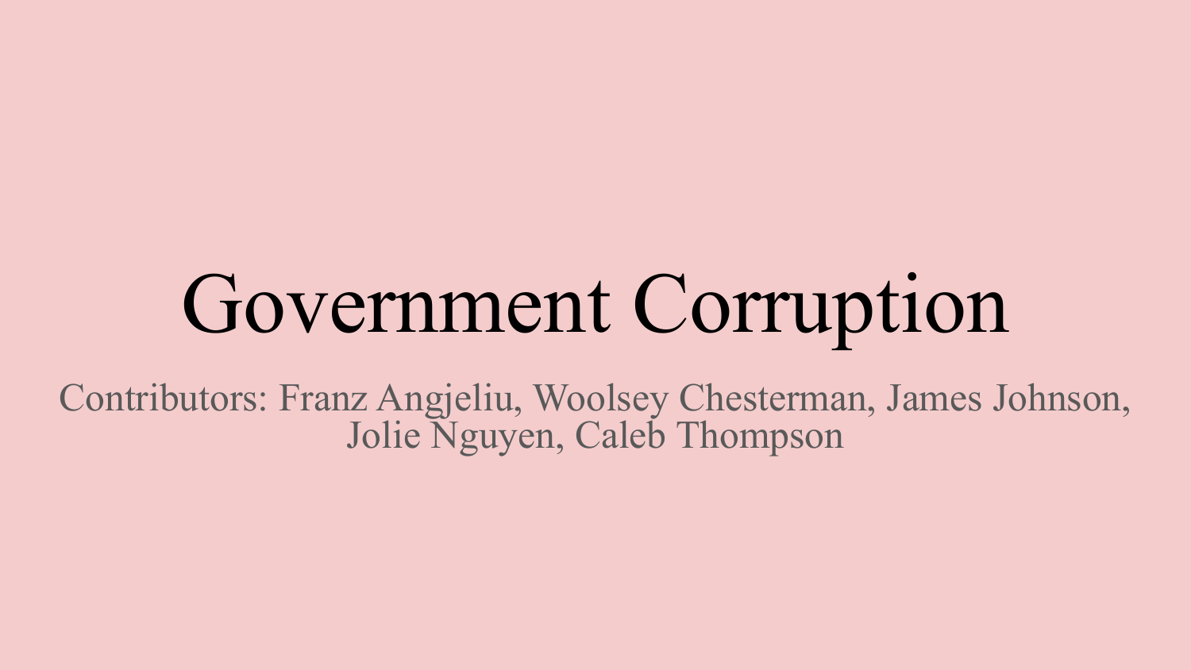# Government Corruption

Contributors: Franz Angjeliu, Woolsey Chesterman, James Johnson, Jolie Nguyen, Caleb Thompson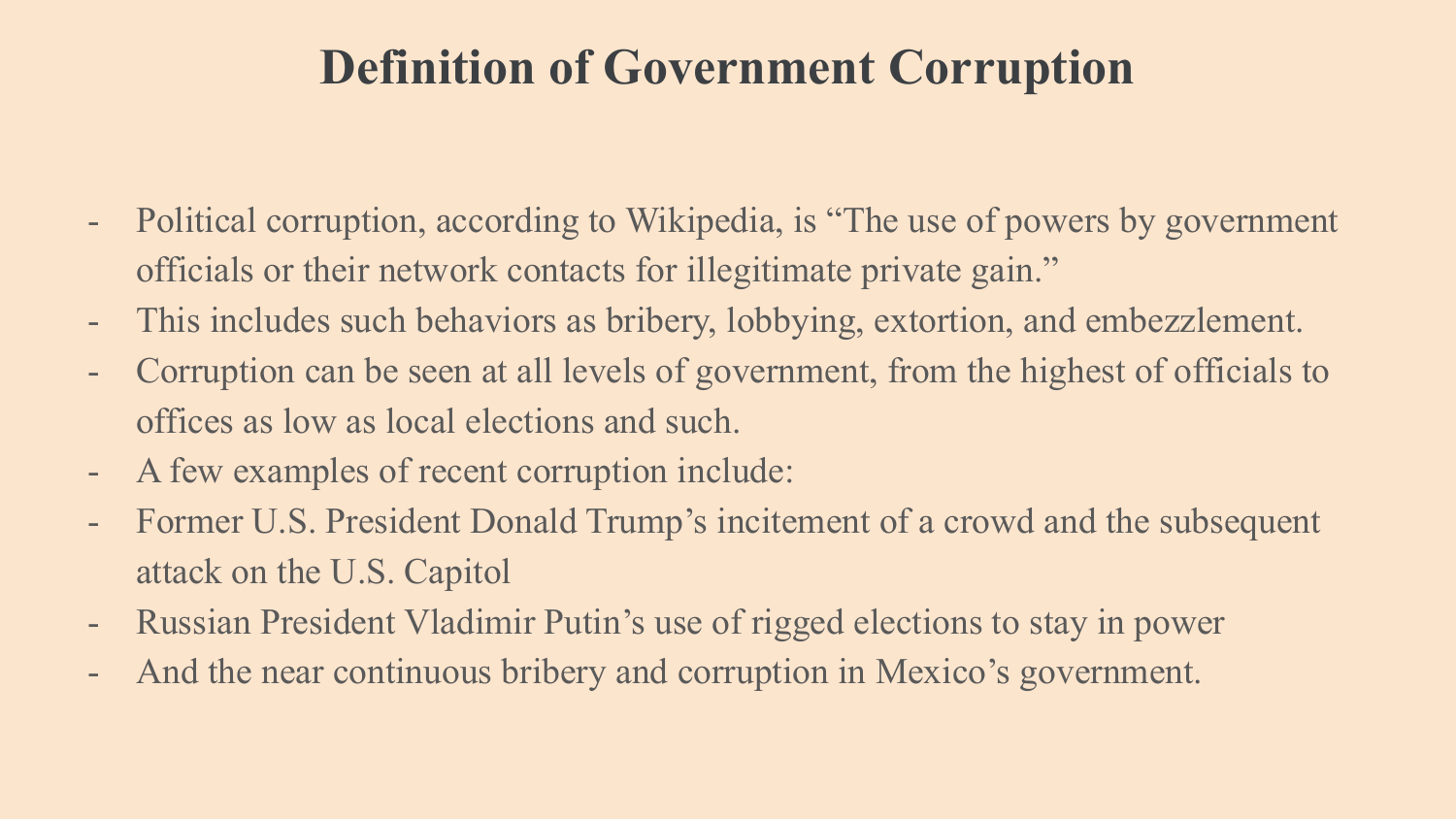# Definition of Government Corruption

- Political corruption, according to Wikipedia, is "The use of powers by government officials or their network contacts for illegitimate private gain."
- This includes such behaviors as bribery, lobbying, extortion, and embezzlement.
- Corruption can be seen at all levels of government, from the highest of officials to offices as low as local elections and such.
- A few examples of recent corruption include:
- Former U.S. President Donald Trump's incitement of a crowd and the subsequent attack on the U.S. Capitol
- Russian President Vladimir Putin's use of rigged elections to stay in power
- And the near continuous bribery and corruption in Mexico's government.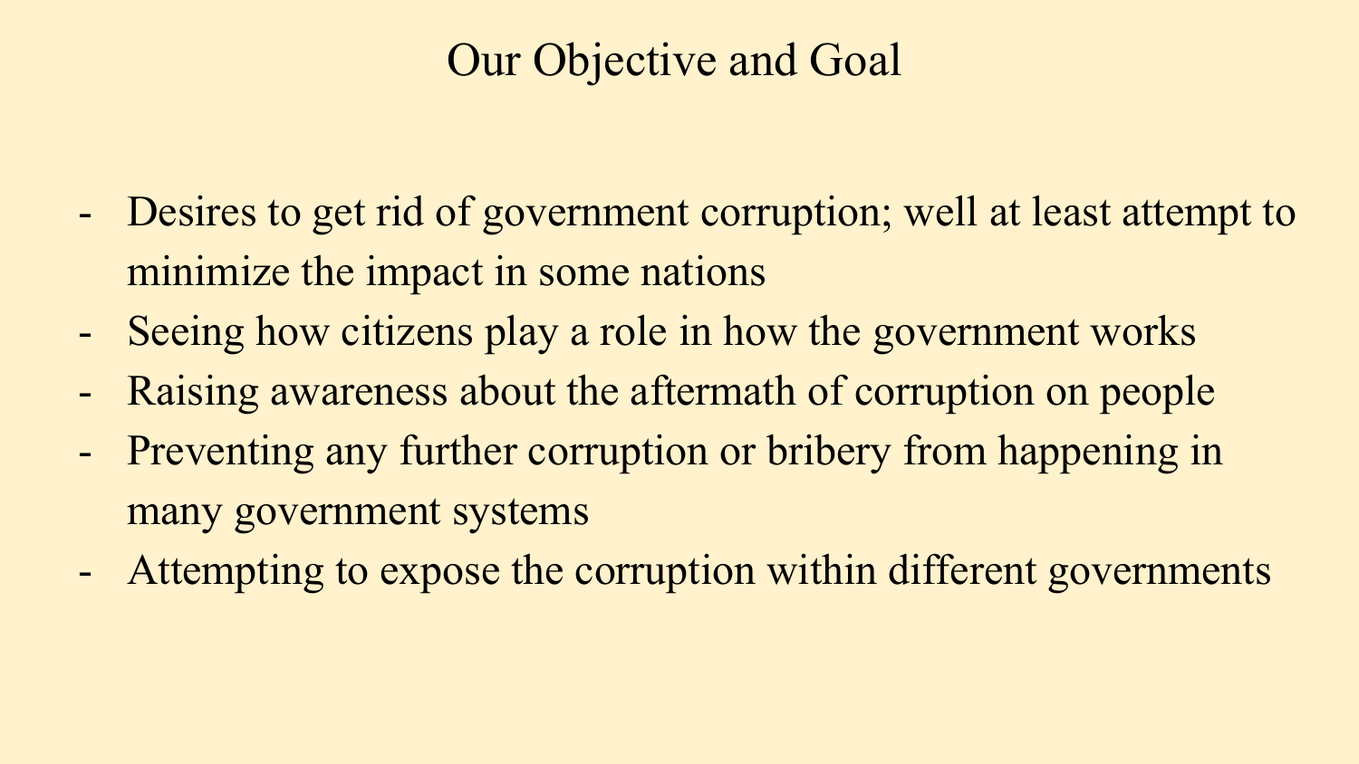# Our Objective and Goal

- Desires to get rid of government corruption; well at least attempt to minimize the impact in some nations
- Seeing how citizens play a role in how the government works
- Raising awareness about the aftermath of corruption on people
- Preventing any further corruption or bribery from happening in many government systems
- Attempting to expose the corruption within different governments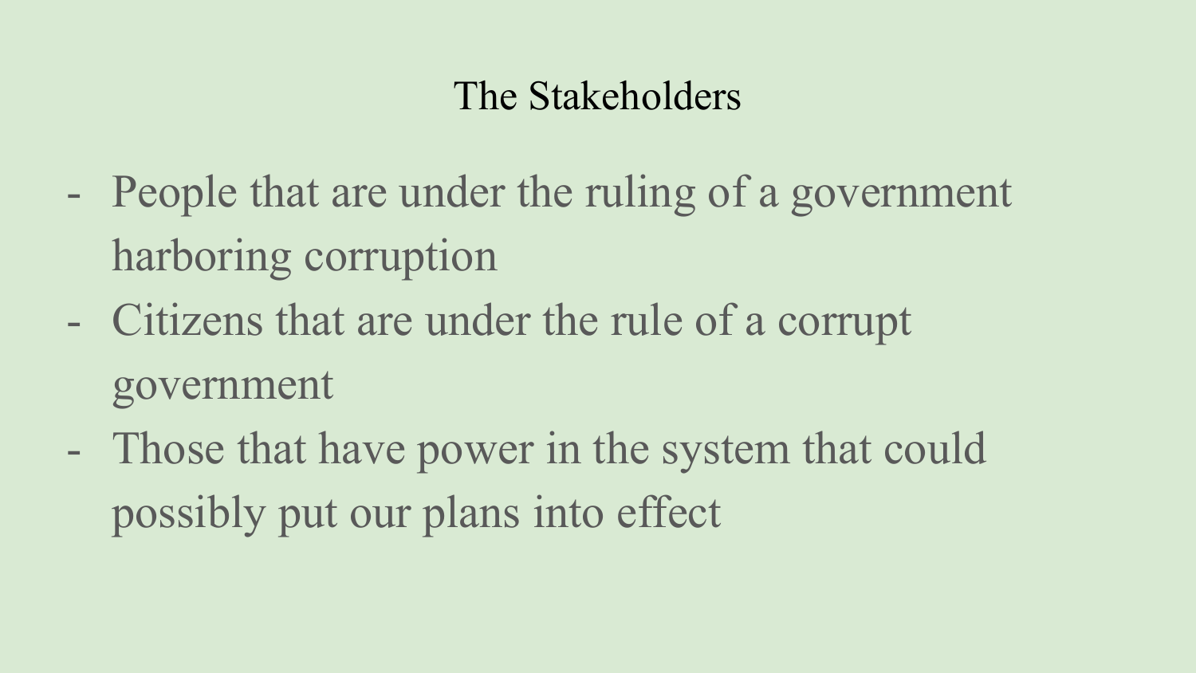# The Stakeholders

- People that are under the ruling of a government harboring corruption
- Citizens that are under the rule of a corrupt government
- Those that have power in the system that could possibly put our plans into effect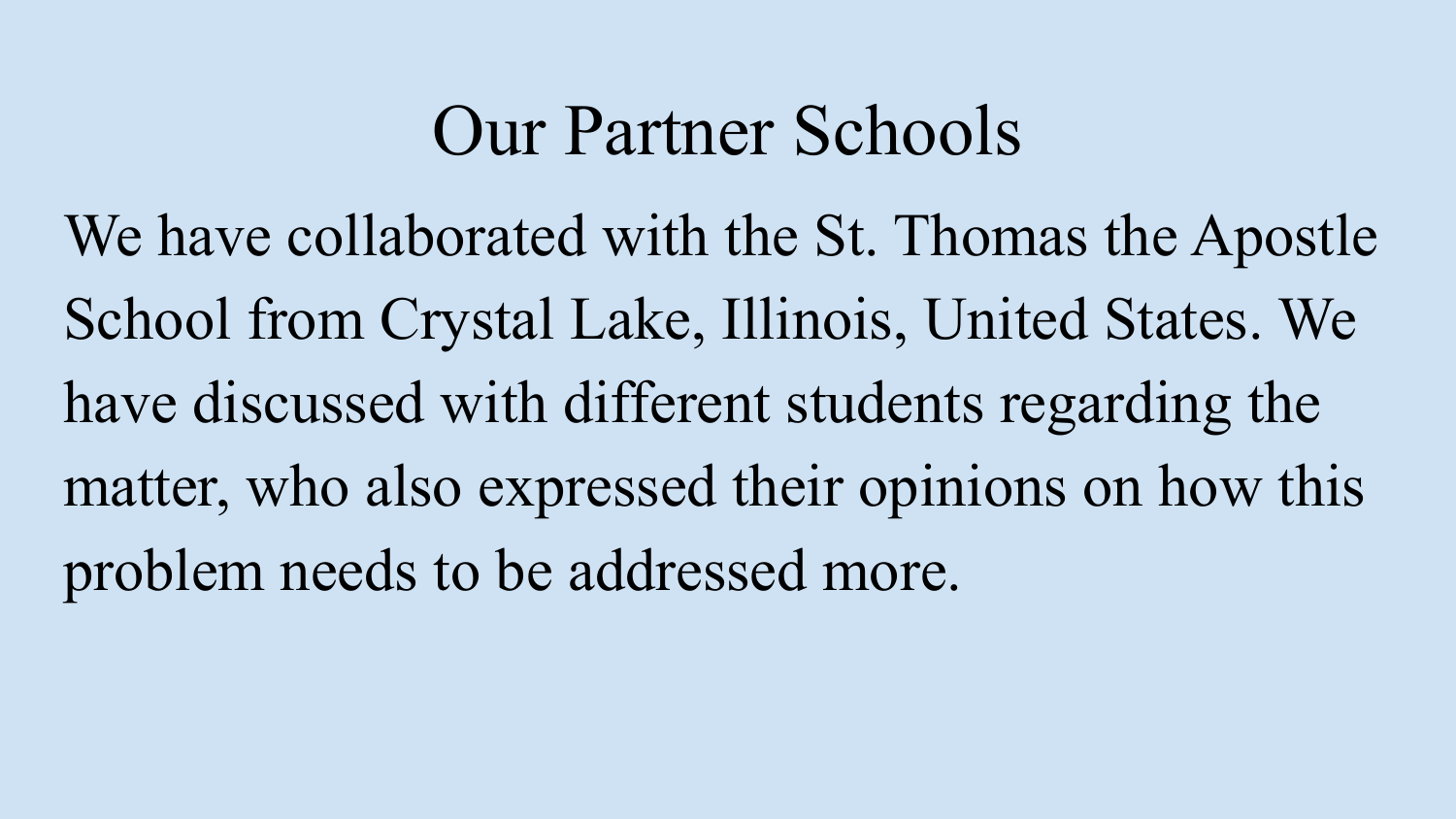# Our Partner Schools

We have collaborated with the St. Thomas the Apostle School from Crystal Lake, Illinois, United States. We have discussed with different students regarding the matter, who also expressed their opinions on how this problem needs to be addressed more.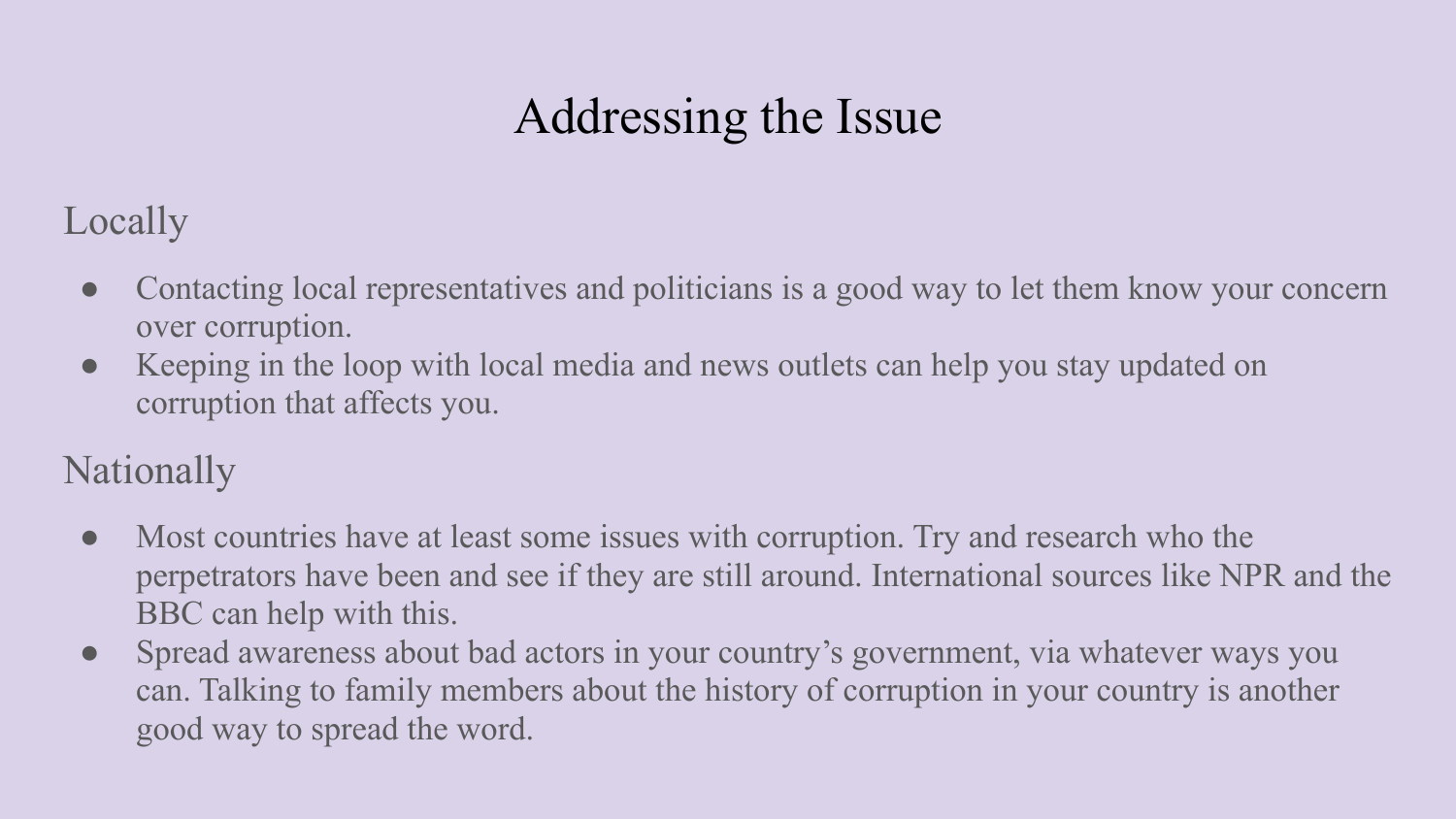# Addressing the Issue

## Locally

- Contacting local representatives and politicians is a good way to let them know your concern over corruption.
- Keeping in the loop with local media and news outlets can help you stay updated on corruption that affects you.

## Nationally

- Most countries have at least some issues with corruption. Try and research who the perpetrators have been and see if they are still around. International sources like NPR and the BBC can help with this.
- Spread awareness about bad actors in your country's government, via whatever ways you can. Talking to family members about the history of corruption in your country is another good way to spread the word.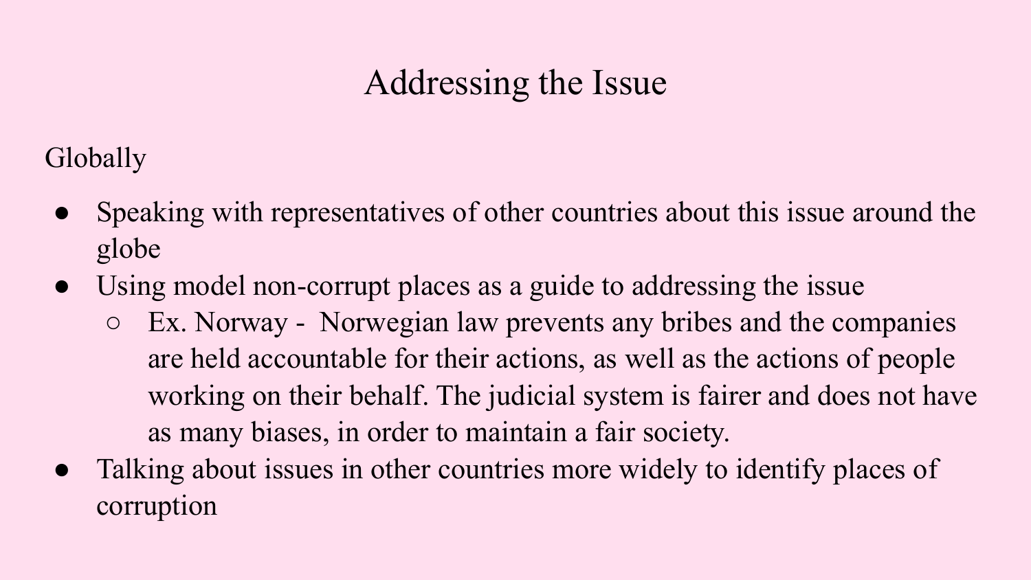# Addressing the Issue

Globally

- Speaking with representatives of other countries about this issue around the globe
- Using model non-corrupt places as a guide to addressing the issue
  - Ex. Norway - Norwegian law prevents any bribes and the companies are held accountable for their actions, as well as the actions of people working on their behalf. The judicial system is fairer and does not have as many biases, in order to maintain a fair society.
- Talking about issues in other countries more widely to identify places of corruption